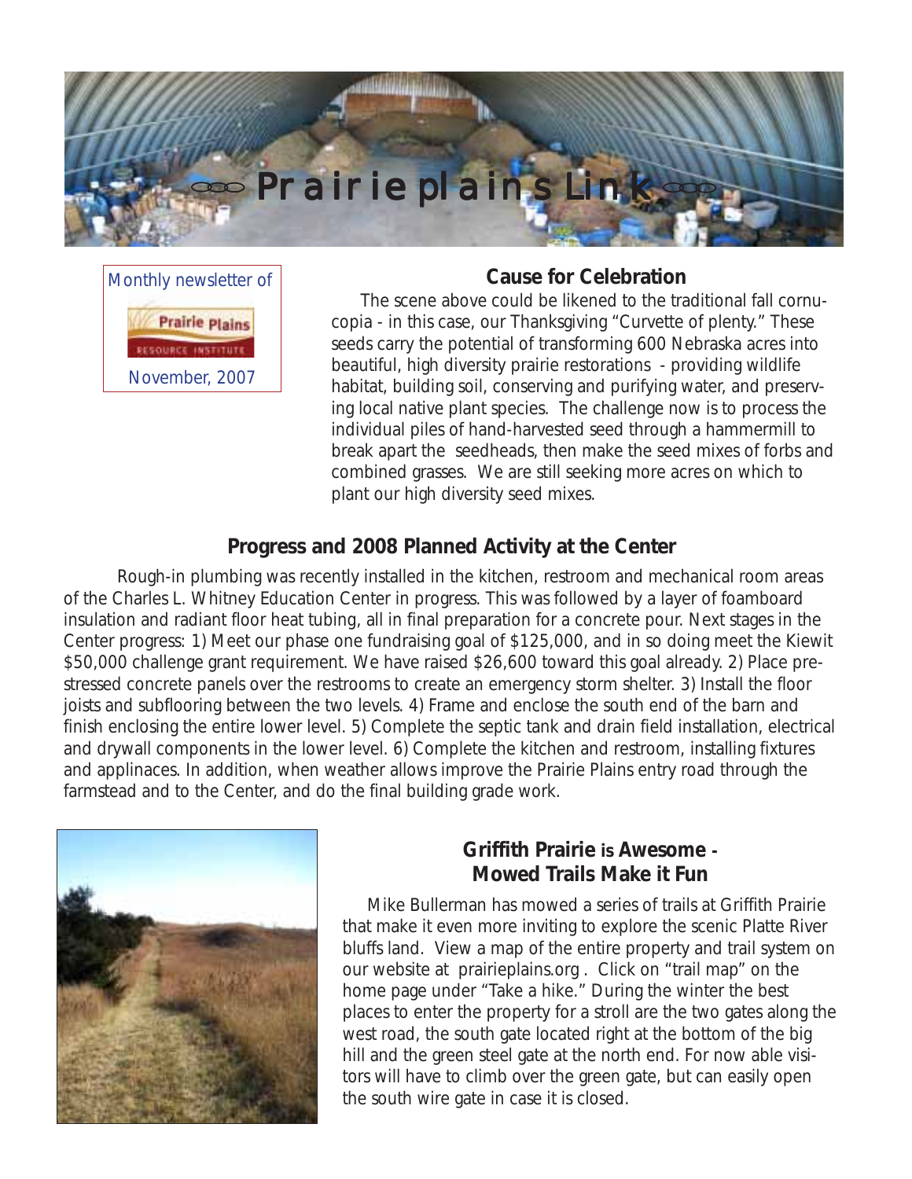# Prairie plains Link

Monthly newsletter of

Prairie Plains RESOURCE INSTITUTE

November, 2007

## Cause for Celebration

The scene above could be likened to the traditional fall cornucopia - in this case, our Thanksgiving "Curvette of plenty." These seeds carry the potential of transforming 600 Nebraska acres into beautiful, high diversity prairie restorations - providing wildlife habitat, building soil, conserving and purifying water, and preserving local native plant species. The challenge now is to process the individual piles of hand-harvested seed through a hammermill to break apart the seedheads, then make the seed mixes of forbs and combined grasses. We are still seeking more acres on which to plant our high diversity seed mixes.

## Progress and 2008 Planned Activity at the Center

Rough-in plumbing was recently installed in the kitchen, restroom and mechanical room areas of the Charles L. Whitney Education Center in progress. This was followed by a layer of foamboard insulation and radiant floor heat tubing, all in final preparation for a concrete pour. Next stages in the Center progress: 1) Meet our phase one fundraising goal of $125,000, and in so doing meet the Kiewit $50,000 challenge grant requirement. We have raised $26,600 toward this goal already. 2) Place pre-stressed concrete panels over the restrooms to create an emergency storm shelter. 3) Install the floor joists and subflooring between the two levels. 4) Frame and enclose the south end of the barn and finish enclosing the entire lower level. 5) Complete the septic tank and drain field installation, electrical and drywall components in the lower level. 6) Complete the kitchen and restroom, installing fixtures and applinaces. In addition, when weather allows improve the Prairie Plains entry road through the farmstead and to the Center, and do the final building grade work.

## Griffith Prairie is Awesome - Mowed Trails Make it Fun

Mike Bullerman has mowed a series of trails at Griffith Prairie that make it even more inviting to explore the scenic Platte River bluffs land. View a map of the entire property and trail system on our website at prairieplains.org . Click on "trail map" on the home page under "Take a hike." During the winter the best places to enter the property for a stroll are the two gates along the west road, the south gate located right at the bottom of the big hill and the green steel gate at the north end. For now able visitors will have to climb over the green gate, but can easily open the south wire gate in case it is closed.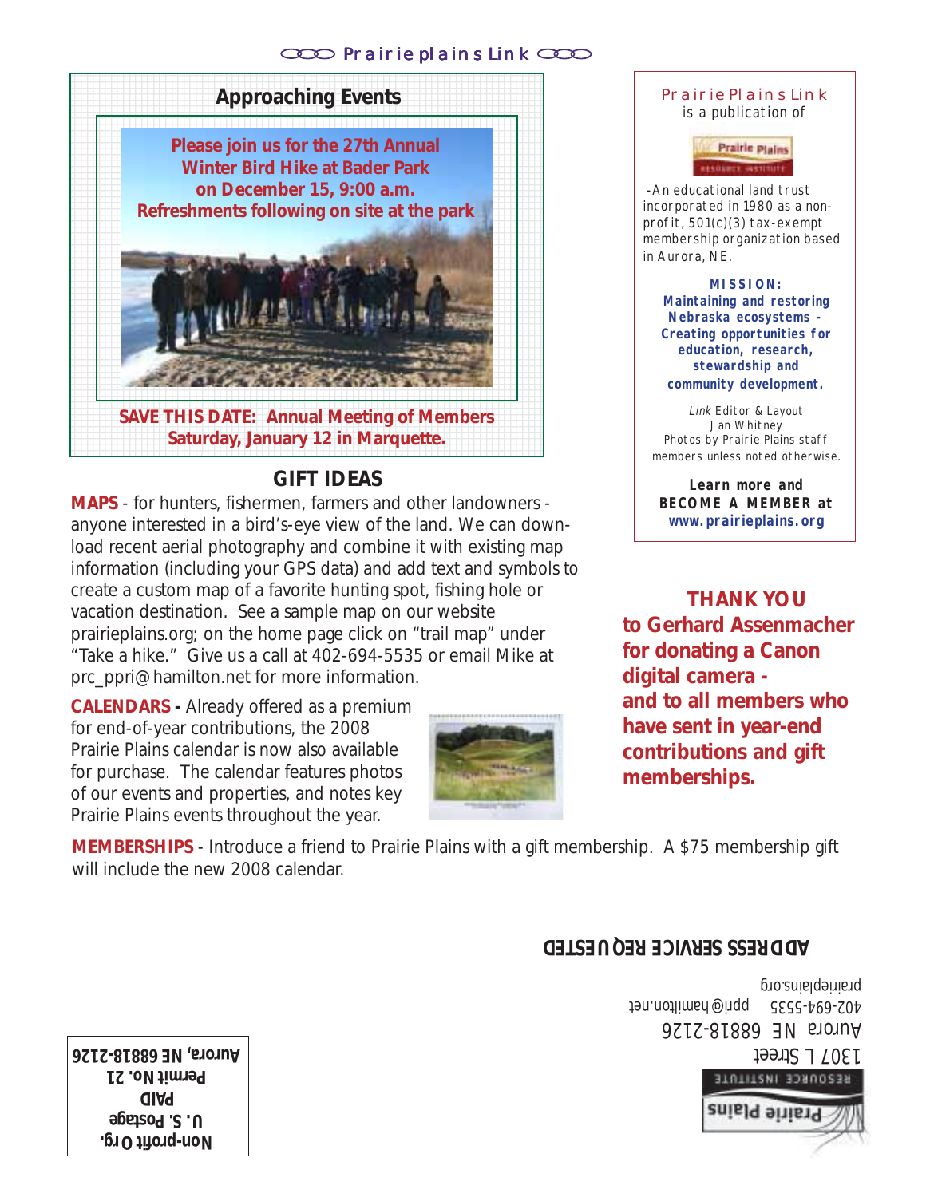## Approaching Events

**Please join us for the 27th Annual Winter Bird Hike at Bader Park on December 15, 9:00 a.m. Refreshments following on site at the park**

**SAVE THIS DATE: Annual Meeting of Members Saturday, January 12 in Marquette.**

## GIFT IDEAS

**MAPS** - for hunters, fishermen, farmers and other landowners - anyone interested in a bird's-eye view of the land. We can download recent aerial photography and combine it with existing map information (including your GPS data) and add text and symbols to create a custom map of a favorite hunting spot, fishing hole or vacation destination. See a sample map on our website prairieplains.org; on the home page click on "trail map" under "Take a hike." Give us a call at 402-694-5535 or email Mike at prc_ppri@hamilton.net for more information.

**CALENDARS -** Already offered as a premium for end-of-year contributions, the 2008 Prairie Plains calendar is now also available for purchase. The calendar features photos of our events and properties, and notes key Prairie Plains events throughout the year.

**MEMBERSHIPS** - Introduce a friend to Prairie Plains with a gift membership. A $75 membership gift will include the new 2008 calendar.

Prairie Plains Link is a publication of

Prairie Plains Resource Institute

-An educational land trust incorporated in 1980 as a non-profit, 501(c)(3) tax-exempt membership organization based in Aurora, NE.

**MISSION: Maintaining and restoring Nebraska ecosystems - Creating opportunities for education, research, stewardship and community development.**

*Link* Editor & Layout
Jan Whitney
Photos by Prairie Plains staff members unless noted otherwise.

**Learn more and BECOME A MEMBER at www.prairieplains.org**

**THANK YOU to Gerhard Assenmacher for donating a Canon digital camera - and to all members who have sent in year-end contributions and gift memberships.**

**ADDRESS SERVICE REQUESTED**

Prairie Plains Resource Institute
1307 L Street
Aurora NE 68818-2126
402-694-5535 ppri@hamilton.net
prairieplains.org

**Non-profit Org.**
**U. S. Postage**
**PAID**
**Permit No. 21**
**Aurora, NE 68818-2126**